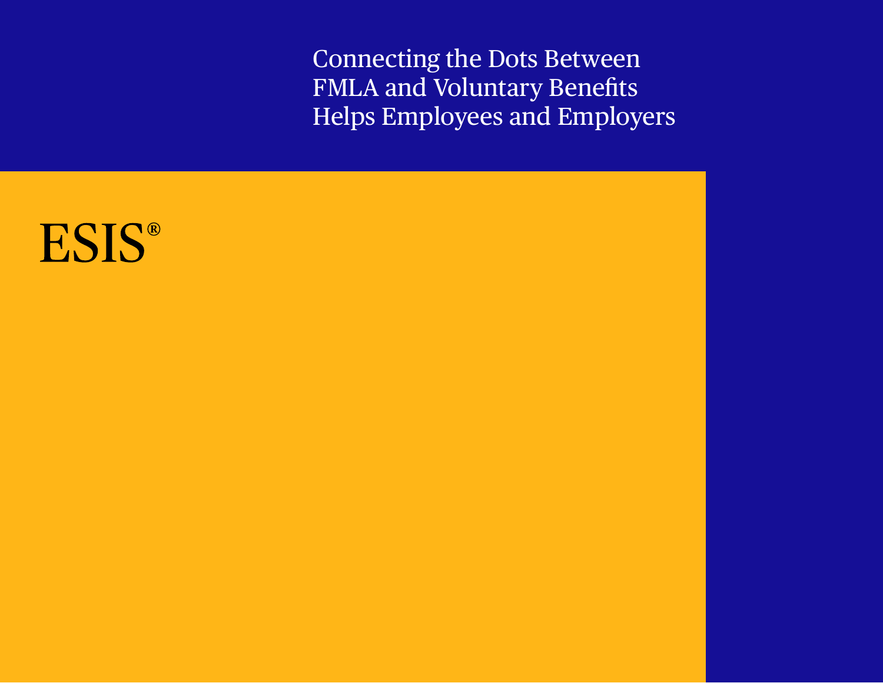# Connecting the Dots Between FMLA and Voluntary Benefits Helps Employees and Employers

ESIS®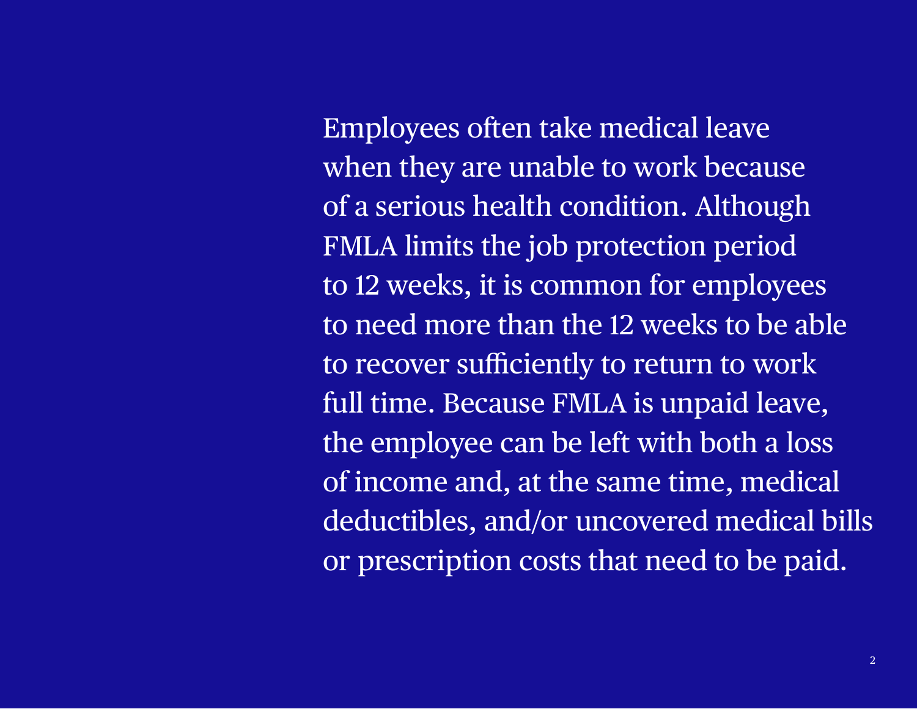Employees often take medical leave when they are unable to work because of a serious health condition. Although FMLA limits the job protection period to 12 weeks, it is common for employees to need more than the 12 weeks to be able to recover sufficiently to return to work full time. Because FMLA is unpaid leave, the employee can be left with both a loss of income and, at the same time, medical deductibles, and/or uncovered medical bills or prescription costs that need to be paid.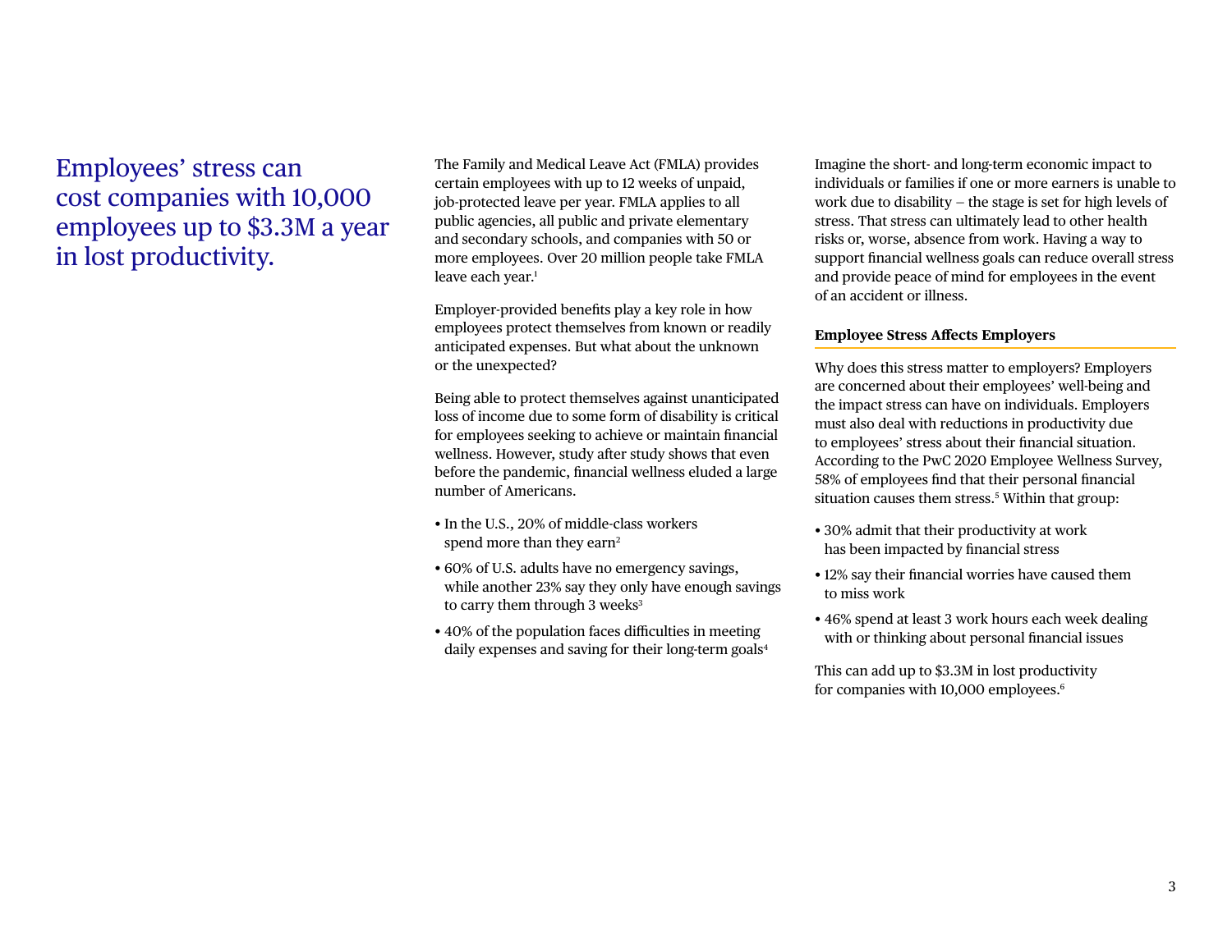## Employees' stress can cost companies with 10,000 employees up to $3.3M a year in lost productivity.

The Family and Medical Leave Act (FMLA) provides certain employees with up to 12 weeks of unpaid, job-protected leave per year. FMLA applies to all public agencies, all public and private elementary and secondary schools, and companies with 50 or more employees. Over 20 million people take FMLA leave each year.[1]

Employer-provided benefits play a key role in how employees protect themselves from known or readily anticipated expenses. But what about the unknown or the unexpected?

Being able to protect themselves against unanticipated loss of income due to some form of disability is critical for employees seeking to achieve or maintain financial wellness. However, study after study shows that even before the pandemic, financial wellness eluded a large number of Americans.

- In the U.S., 20% of middle-class workers spend more than they earn[2]
- 60% of U.S. adults have no emergency savings, while another 23% say they only have enough savings to carry them through 3 weeks[3]
- 40% of the population faces difficulties in meeting daily expenses and saving for their long-term goals[4]

Imagine the short- and long-term economic impact to individuals or families if one or more earners is unable to work due to disability – the stage is set for high levels of stress. That stress can ultimately lead to other health risks or, worse, absence from work. Having a way to support financial wellness goals can reduce overall stress and provide peace of mind for employees in the event of an accident or illness.

### Employee Stress Affects Employers

Why does this stress matter to employers? Employers are concerned about their employees' well-being and the impact stress can have on individuals. Employers must also deal with reductions in productivity due to employees' stress about their financial situation. According to the PwC 2020 Employee Wellness Survey, 58% of employees find that their personal financial situation causes them stress.[5] Within that group:

- 30% admit that their productivity at work has been impacted by financial stress
- 12% say their financial worries have caused them to miss work
- 46% spend at least 3 work hours each week dealing with or thinking about personal financial issues

This can add up to $3.3M in lost productivity for companies with 10,000 employees.[6]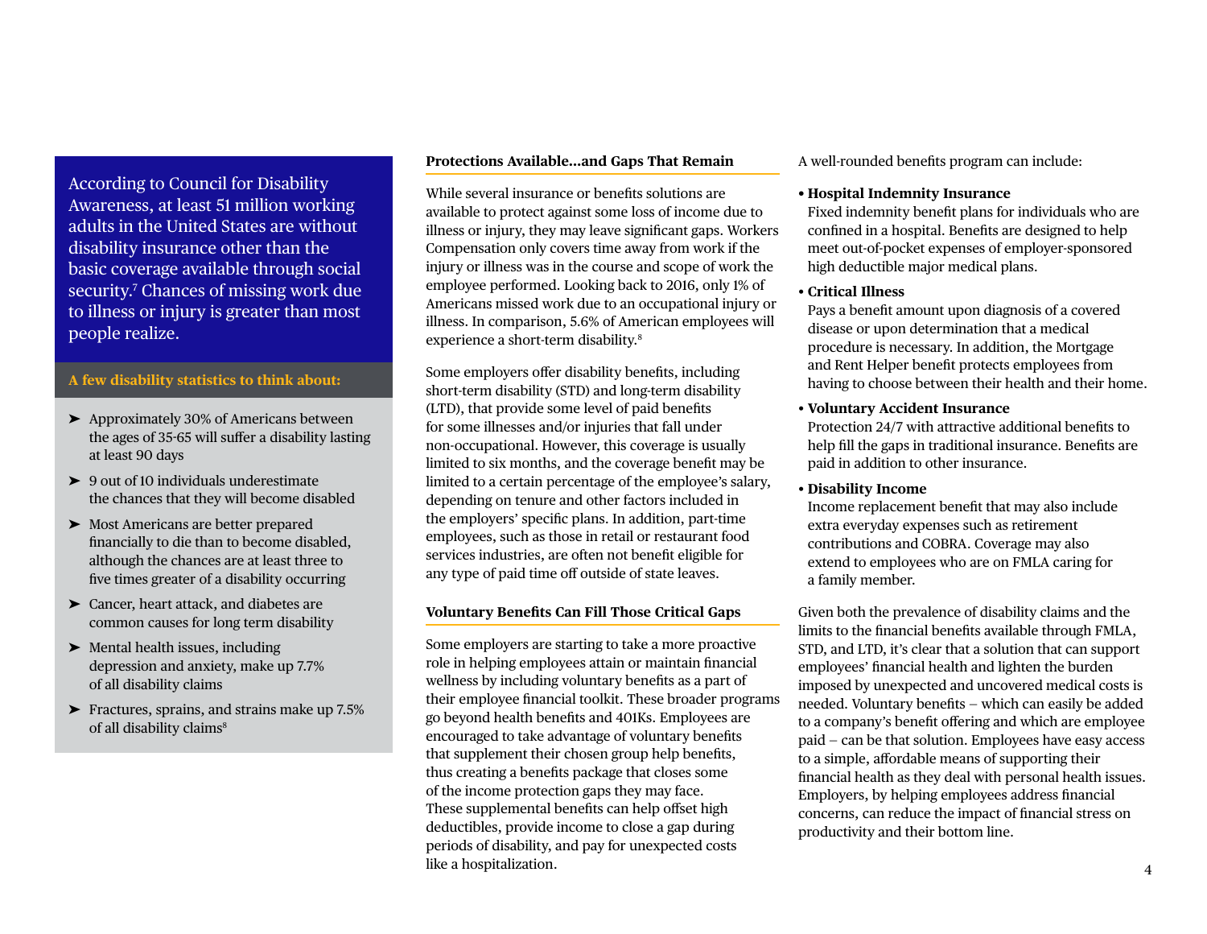According to Council for Disability Awareness, at least 51 million working adults in the United States are without disability insurance other than the basic coverage available through social security.[7] Chances of missing work due to illness or injury is greater than most people realize.

**A few disability statistics to think about:**

- Approximately 30% of Americans between the ages of 35-65 will suffer a disability lasting at least 90 days
- 9 out of 10 individuals underestimate the chances that they will become disabled
- Most Americans are better prepared financially to die than to become disabled, although the chances are at least three to five times greater of a disability occurring
- Cancer, heart attack, and diabetes are common causes for long term disability
- Mental health issues, including depression and anxiety, make up 7.7% of all disability claims
- Fractures, sprains, and strains make up 7.5% of all disability claims[8]

## Protections Available…and Gaps That Remain

While several insurance or benefits solutions are available to protect against some loss of income due to illness or injury, they may leave significant gaps. Workers Compensation only covers time away from work if the injury or illness was in the course and scope of work the employee performed. Looking back to 2016, only 1% of Americans missed work due to an occupational injury or illness. In comparison, 5.6% of American employees will experience a short-term disability.[8]

Some employers offer disability benefits, including short-term disability (STD) and long-term disability (LTD), that provide some level of paid benefits for some illnesses and/or injuries that fall under non-occupational. However, this coverage is usually limited to six months, and the coverage benefit may be limited to a certain percentage of the employee's salary, depending on tenure and other factors included in the employers' specific plans. In addition, part-time employees, such as those in retail or restaurant food services industries, are often not benefit eligible for any type of paid time off outside of state leaves.

## Voluntary Benefits Can Fill Those Critical Gaps

Some employers are starting to take a more proactive role in helping employees attain or maintain financial wellness by including voluntary benefits as a part of their employee financial toolkit. These broader programs go beyond health benefits and 401Ks. Employees are encouraged to take advantage of voluntary benefits that supplement their chosen group help benefits, thus creating a benefits package that closes some of the income protection gaps they may face. These supplemental benefits can help offset high deductibles, provide income to close a gap during periods of disability, and pay for unexpected costs like a hospitalization.

A well-rounded benefits program can include:

- **Hospital Indemnity Insurance**
  Fixed indemnity benefit plans for individuals who are confined in a hospital. Benefits are designed to help meet out-of-pocket expenses of employer-sponsored high deductible major medical plans.
- **Critical Illness**
  Pays a benefit amount upon diagnosis of a covered disease or upon determination that a medical procedure is necessary. In addition, the Mortgage and Rent Helper benefit protects employees from having to choose between their health and their home.
- **Voluntary Accident Insurance**
  Protection 24/7 with attractive additional benefits to help fill the gaps in traditional insurance. Benefits are paid in addition to other insurance.
- **Disability Income**
  Income replacement benefit that may also include extra everyday expenses such as retirement contributions and COBRA. Coverage may also extend to employees who are on FMLA caring for a family member.

Given both the prevalence of disability claims and the limits to the financial benefits available through FMLA, STD, and LTD, it's clear that a solution that can support employees' financial health and lighten the burden imposed by unexpected and uncovered medical costs is needed. Voluntary benefits – which can easily be added to a company's benefit offering and which are employee paid – can be that solution. Employees have easy access to a simple, affordable means of supporting their financial health as they deal with personal health issues. Employers, by helping employees address financial concerns, can reduce the impact of financial stress on productivity and their bottom line.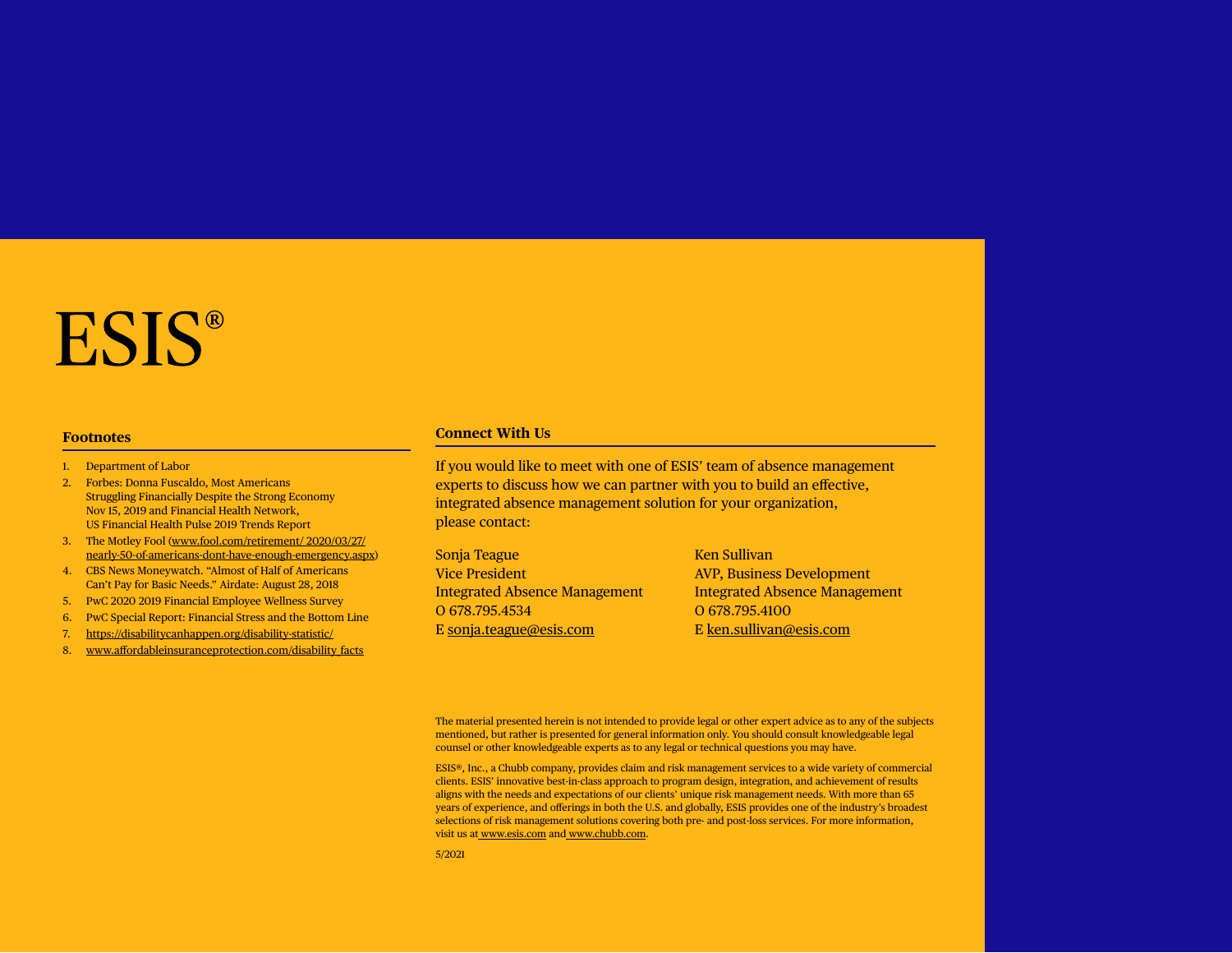# ESIS®

## Footnotes

1. Department of Labor
2. Forbes: Donna Fuscaldo, Most Americans Struggling Financially Despite the Strong Economy Nov 15, 2019 and Financial Health Network, US Financial Health Pulse 2019 Trends Report
3. The Motley Fool (www.fool.com/retirement/ 2020/03/27/nearly-50-of-americans-dont-have-enough-emergency.aspx)
4. CBS News Moneywatch. "Almost of Half of Americans Can't Pay for Basic Needs." Airdate: August 28, 2018
5. PwC 2020 2019 Financial Employee Wellness Survey
6. PwC Special Report: Financial Stress and the Bottom Line
7. https://disabilitycanhappen.org/disability-statistic/
8. www.affordableinsuranceprotection.com/disability_facts

## Connect With Us

If you would like to meet with one of ESIS' team of absence management experts to discuss how we can partner with you to build an effective, integrated absence management solution for your organization, please contact:

Sonja Teague
Vice President
Integrated Absence Management
O 678.795.4534
E sonja.teague@esis.com

Ken Sullivan
AVP, Business Development
Integrated Absence Management
O 678.795.4100
E ken.sullivan@esis.com

The material presented herein is not intended to provide legal or other expert advice as to any of the subjects mentioned, but rather is presented for general information only. You should consult knowledgeable legal counsel or other knowledgeable experts as to any legal or technical questions you may have.

ESIS®, Inc., a Chubb company, provides claim and risk management services to a wide variety of commercial clients. ESIS' innovative best-in-class approach to program design, integration, and achievement of results aligns with the needs and expectations of our clients' unique risk management needs. With more than 65 years of experience, and offerings in both the U.S. and globally, ESIS provides one of the industry's broadest selections of risk management solutions covering both pre- and post-loss services. For more information, visit us at www.esis.com and www.chubb.com.

5/2021